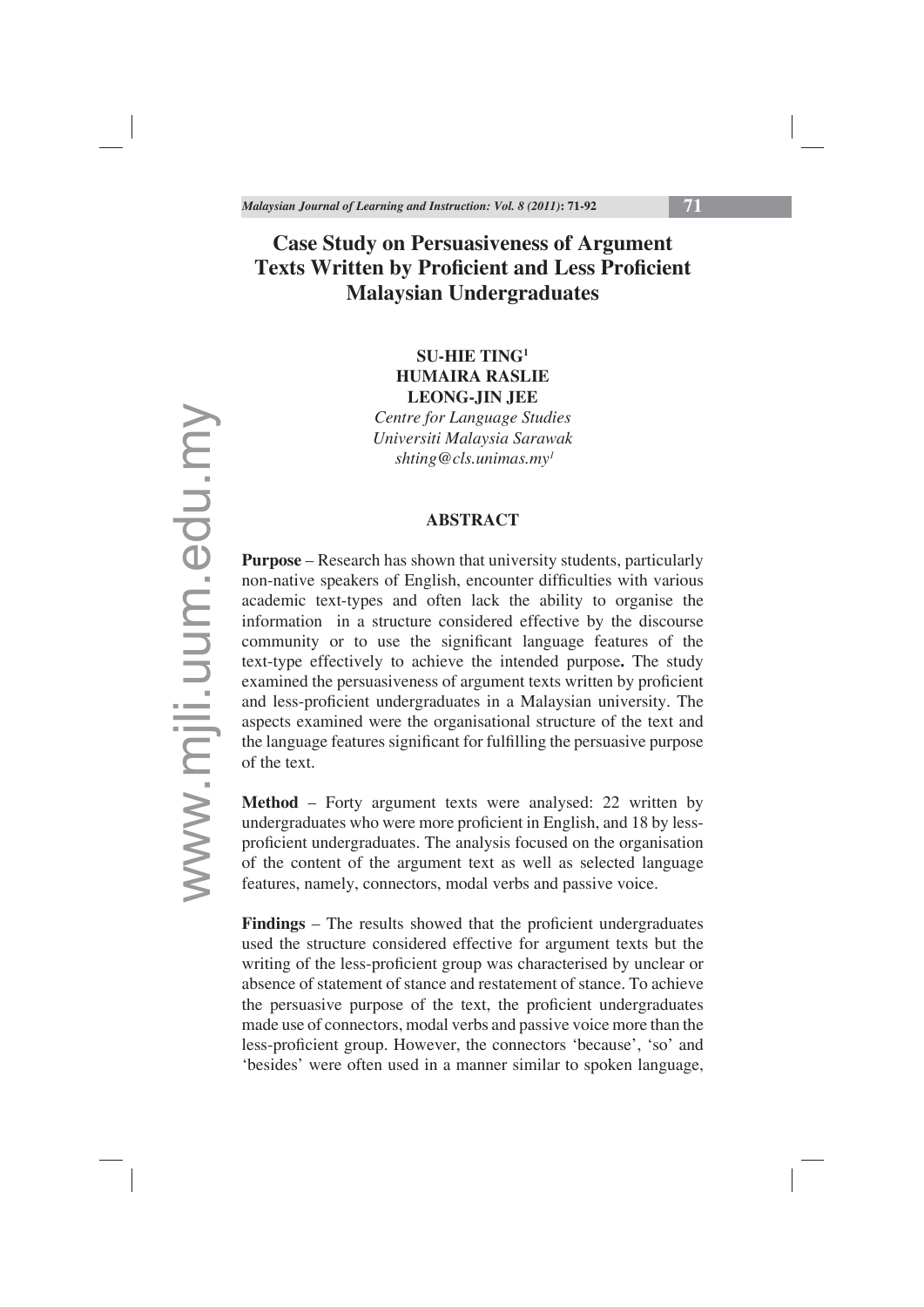# Case Study on Persuasiveness of Argument Texts Written by Proficient and Less Proficient Malaysian Undergraduates

**SU-HIE TING[1]**
**HUMAIRA RASLIE**
**LEONG-JIN JEE**

*Centre for Language Studies*
*Universiti Malaysia Sarawak*
*shting@cls.unimas.my[1]*

## ABSTRACT

**Purpose** – Research has shown that university students, particularly non-native speakers of English, encounter difficulties with various academic text-types and often lack the ability to organise the information in a structure considered effective by the discourse community or to use the significant language features of the text-type effectively to achieve the intended purpose**.** The study examined the persuasiveness of argument texts written by proficient and less-proficient undergraduates in a Malaysian university. The aspects examined were the organisational structure of the text and the language features significant for fulfilling the persuasive purpose of the text.

**Method** – Forty argument texts were analysed: 22 written by undergraduates who were more proficient in English, and 18 by less-proficient undergraduates. The analysis focused on the organisation of the content of the argument text as well as selected language features, namely, connectors, modal verbs and passive voice.

**Findings** – The results showed that the proficient undergraduates used the structure considered effective for argument texts but the writing of the less-proficient group was characterised by unclear or absence of statement of stance and restatement of stance. To achieve the persuasive purpose of the text, the proficient undergraduates made use of connectors, modal verbs and passive voice more than the less-proficient group. However, the connectors 'because', 'so' and 'besides' were often used in a manner similar to spoken language,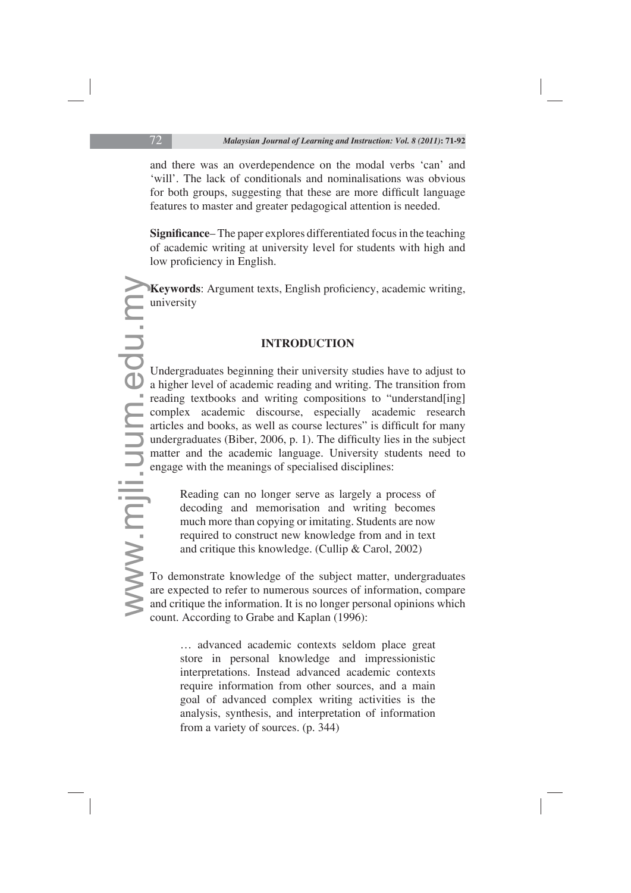and there was an overdependence on the modal verbs 'can' and 'will'. The lack of conditionals and nominalisations was obvious for both groups, suggesting that these are more difficult language features to master and greater pedagogical attention is needed.

**Significance**– The paper explores differentiated focus in the teaching of academic writing at university level for students with high and low proficiency in English.

**Keywords**: Argument texts, English proficiency, academic writing, university

## INTRODUCTION

Undergraduates beginning their university studies have to adjust to a higher level of academic reading and writing. The transition from reading textbooks and writing compositions to "understand[ing] complex academic discourse, especially academic research articles and books, as well as course lectures" is difficult for many undergraduates (Biber, 2006, p. 1). The difficulty lies in the subject matter and the academic language. University students need to engage with the meanings of specialised disciplines:

> Reading can no longer serve as largely a process of decoding and memorisation and writing becomes much more than copying or imitating. Students are now required to construct new knowledge from and in text and critique this knowledge. (Cullip & Carol, 2002)

To demonstrate knowledge of the subject matter, undergraduates are expected to refer to numerous sources of information, compare and critique the information. It is no longer personal opinions which count. According to Grabe and Kaplan (1996):

> … advanced academic contexts seldom place great store in personal knowledge and impressionistic interpretations. Instead advanced academic contexts require information from other sources, and a main goal of advanced complex writing activities is the analysis, synthesis, and interpretation of information from a variety of sources. (p. 344)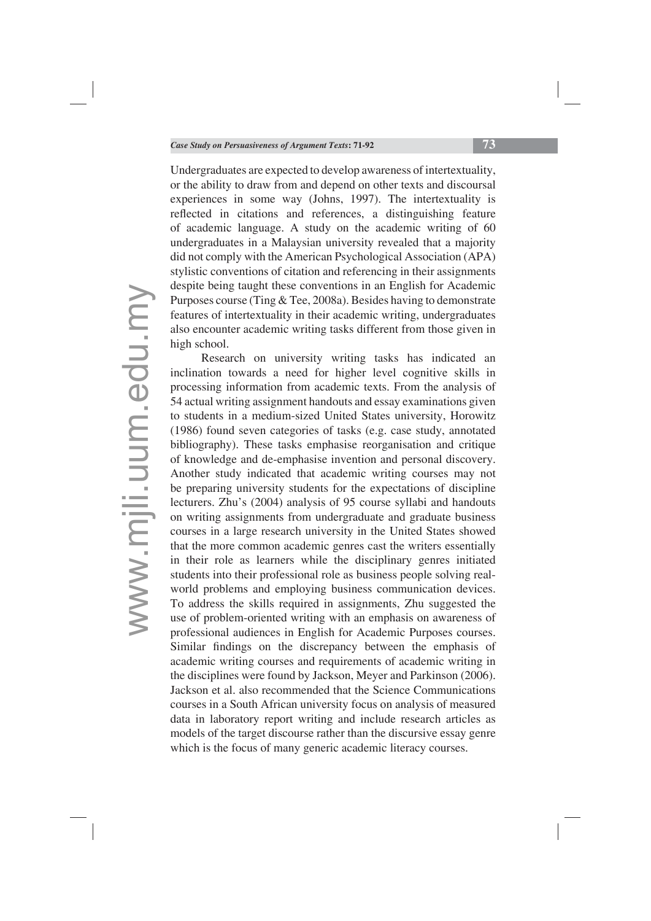Undergraduates are expected to develop awareness of intertextuality, or the ability to draw from and depend on other texts and discoursal experiences in some way (Johns, 1997). The intertextuality is reflected in citations and references, a distinguishing feature of academic language. A study on the academic writing of 60 undergraduates in a Malaysian university revealed that a majority did not comply with the American Psychological Association (APA) stylistic conventions of citation and referencing in their assignments despite being taught these conventions in an English for Academic Purposes course (Ting & Tee, 2008a). Besides having to demonstrate features of intertextuality in their academic writing, undergraduates also encounter academic writing tasks different from those given in high school.

Research on university writing tasks has indicated an inclination towards a need for higher level cognitive skills in processing information from academic texts. From the analysis of 54 actual writing assignment handouts and essay examinations given to students in a medium-sized United States university, Horowitz (1986) found seven categories of tasks (e.g. case study, annotated bibliography). These tasks emphasise reorganisation and critique of knowledge and de-emphasise invention and personal discovery. Another study indicated that academic writing courses may not be preparing university students for the expectations of discipline lecturers. Zhu's (2004) analysis of 95 course syllabi and handouts on writing assignments from undergraduate and graduate business courses in a large research university in the United States showed that the more common academic genres cast the writers essentially in their role as learners while the disciplinary genres initiated students into their professional role as business people solving real-world problems and employing business communication devices. To address the skills required in assignments, Zhu suggested the use of problem-oriented writing with an emphasis on awareness of professional audiences in English for Academic Purposes courses. Similar findings on the discrepancy between the emphasis of academic writing courses and requirements of academic writing in the disciplines were found by Jackson, Meyer and Parkinson (2006). Jackson et al. also recommended that the Science Communications courses in a South African university focus on analysis of measured data in laboratory report writing and include research articles as models of the target discourse rather than the discursive essay genre which is the focus of many generic academic literacy courses.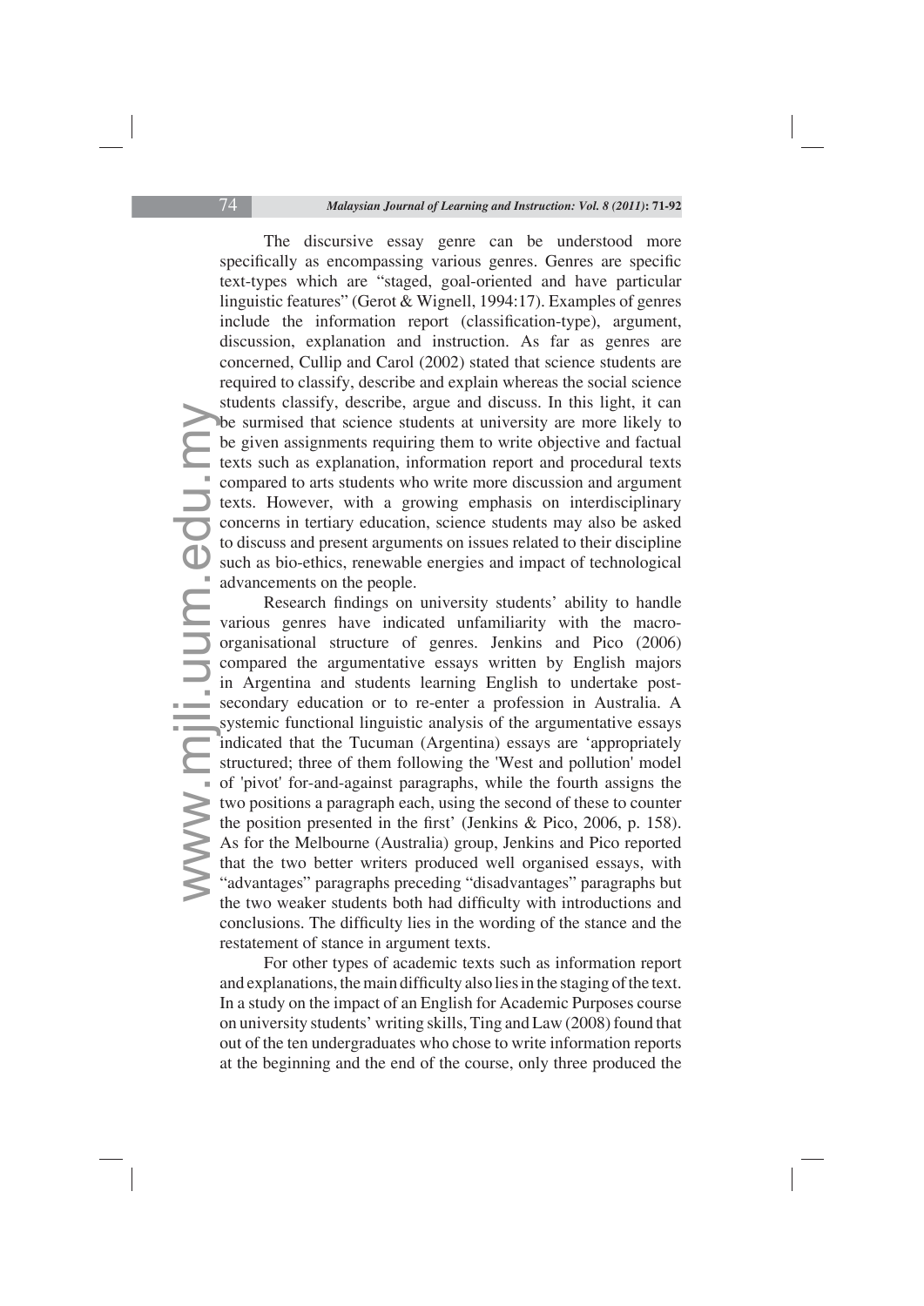The discursive essay genre can be understood more specifically as encompassing various genres. Genres are specific text-types which are "staged, goal-oriented and have particular linguistic features" (Gerot & Wignell, 1994:17). Examples of genres include the information report (classification-type), argument, discussion, explanation and instruction. As far as genres are concerned, Cullip and Carol (2002) stated that science students are required to classify, describe and explain whereas the social science students classify, describe, argue and discuss. In this light, it can be surmised that science students at university are more likely to be given assignments requiring them to write objective and factual texts such as explanation, information report and procedural texts compared to arts students who write more discussion and argument texts. However, with a growing emphasis on interdisciplinary concerns in tertiary education, science students may also be asked to discuss and present arguments on issues related to their discipline such as bio-ethics, renewable energies and impact of technological advancements on the people.

Research findings on university students' ability to handle various genres have indicated unfamiliarity with the macro-organisational structure of genres. Jenkins and Pico (2006) compared the argumentative essays written by English majors in Argentina and students learning English to undertake post-secondary education or to re-enter a profession in Australia. A systemic functional linguistic analysis of the argumentative essays indicated that the Tucuman (Argentina) essays are 'appropriately structured; three of them following the 'West and pollution' model of 'pivot' for-and-against paragraphs, while the fourth assigns the two positions a paragraph each, using the second of these to counter the position presented in the first' (Jenkins & Pico, 2006, p. 158). As for the Melbourne (Australia) group, Jenkins and Pico reported that the two better writers produced well organised essays, with "advantages" paragraphs preceding "disadvantages" paragraphs but the two weaker students both had difficulty with introductions and conclusions. The difficulty lies in the wording of the stance and the restatement of stance in argument texts.

For other types of academic texts such as information report and explanations, the main difficulty also lies in the staging of the text. In a study on the impact of an English for Academic Purposes course on university students' writing skills, Ting and Law (2008) found that out of the ten undergraduates who chose to write information reports at the beginning and the end of the course, only three produced the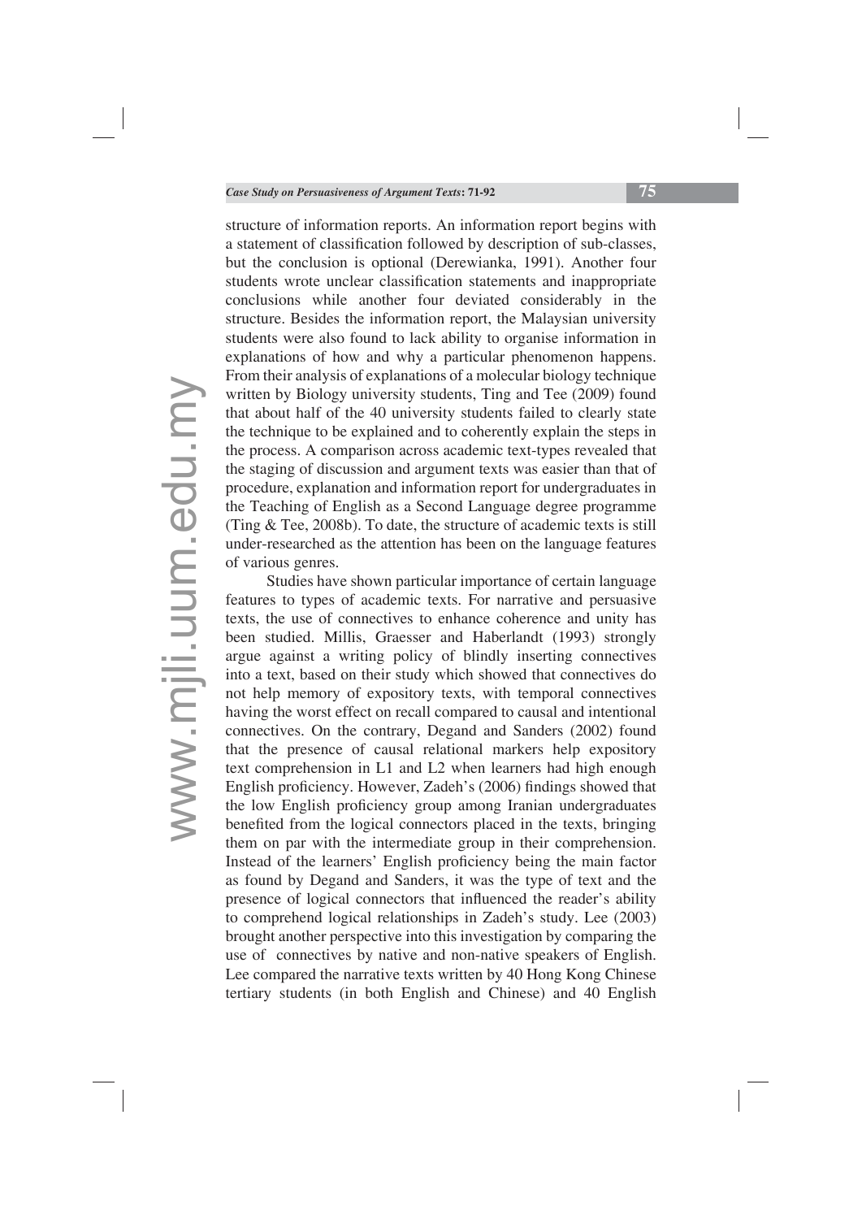structure of information reports. An information report begins with a statement of classification followed by description of sub-classes, but the conclusion is optional (Derewianka, 1991). Another four students wrote unclear classification statements and inappropriate conclusions while another four deviated considerably in the structure. Besides the information report, the Malaysian university students were also found to lack ability to organise information in explanations of how and why a particular phenomenon happens. From their analysis of explanations of a molecular biology technique written by Biology university students, Ting and Tee (2009) found that about half of the 40 university students failed to clearly state the technique to be explained and to coherently explain the steps in the process. A comparison across academic text-types revealed that the staging of discussion and argument texts was easier than that of procedure, explanation and information report for undergraduates in the Teaching of English as a Second Language degree programme (Ting & Tee, 2008b). To date, the structure of academic texts is still under-researched as the attention has been on the language features of various genres.

Studies have shown particular importance of certain language features to types of academic texts. For narrative and persuasive texts, the use of connectives to enhance coherence and unity has been studied. Millis, Graesser and Haberlandt (1993) strongly argue against a writing policy of blindly inserting connectives into a text, based on their study which showed that connectives do not help memory of expository texts, with temporal connectives having the worst effect on recall compared to causal and intentional connectives. On the contrary, Degand and Sanders (2002) found that the presence of causal relational markers help expository text comprehension in L1 and L2 when learners had high enough English proficiency. However, Zadeh's (2006) findings showed that the low English proficiency group among Iranian undergraduates benefited from the logical connectors placed in the texts, bringing them on par with the intermediate group in their comprehension. Instead of the learners' English proficiency being the main factor as found by Degand and Sanders, it was the type of text and the presence of logical connectors that influenced the reader's ability to comprehend logical relationships in Zadeh's study. Lee (2003) brought another perspective into this investigation by comparing the use of connectives by native and non-native speakers of English. Lee compared the narrative texts written by 40 Hong Kong Chinese tertiary students (in both English and Chinese) and 40 English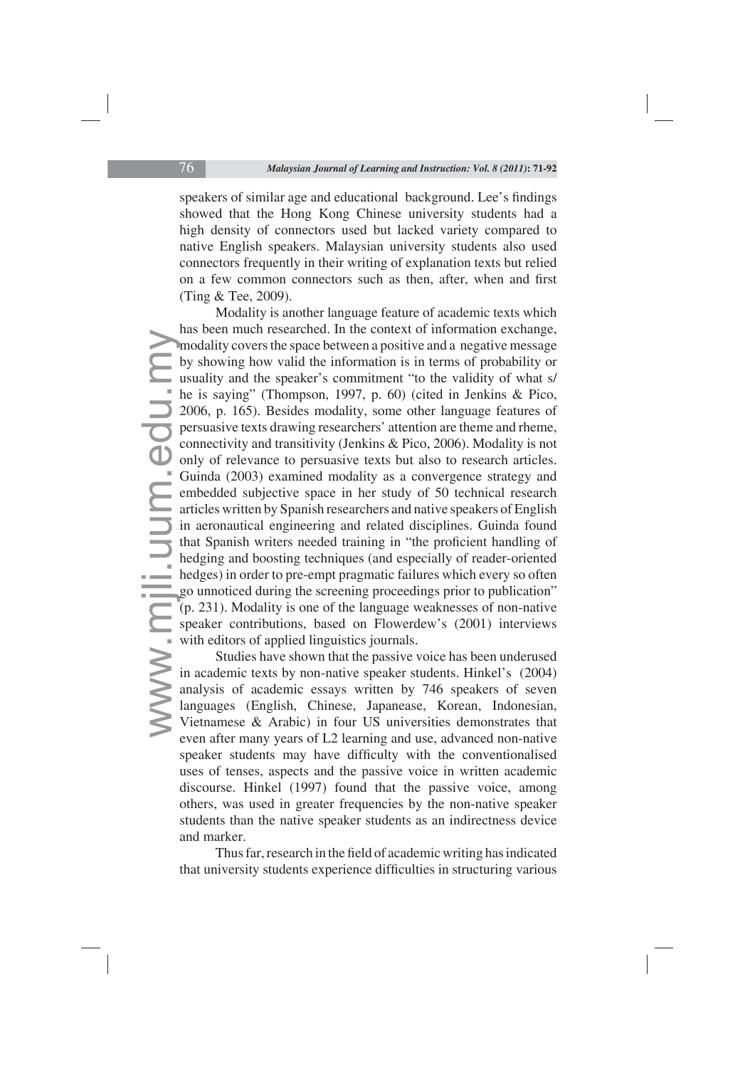speakers of similar age and educational background. Lee's findings showed that the Hong Kong Chinese university students had a high density of connectors used but lacked variety compared to native English speakers. Malaysian university students also used connectors frequently in their writing of explanation texts but relied on a few common connectors such as then, after, when and first (Ting & Tee, 2009).

Modality is another language feature of academic texts which has been much researched. In the context of information exchange, modality covers the space between a positive and a negative message by showing how valid the information is in terms of probability or usuality and the speaker's commitment "to the validity of what s/he is saying" (Thompson, 1997, p. 60) (cited in Jenkins & Pico, 2006, p. 165). Besides modality, some other language features of persuasive texts drawing researchers' attention are theme and rheme, connectivity and transitivity (Jenkins & Pico, 2006). Modality is not only of relevance to persuasive texts but also to research articles. Guinda (2003) examined modality as a convergence strategy and embedded subjective space in her study of 50 technical research articles written by Spanish researchers and native speakers of English in aeronautical engineering and related disciplines. Guinda found that Spanish writers needed training in "the proficient handling of hedging and boosting techniques (and especially of reader-oriented hedges) in order to pre-empt pragmatic failures which every so often go unnoticed during the screening proceedings prior to publication" (p. 231). Modality is one of the language weaknesses of non-native speaker contributions, based on Flowerdew's (2001) interviews with editors of applied linguistics journals.

Studies have shown that the passive voice has been underused in academic texts by non-native speaker students. Hinkel's (2004) analysis of academic essays written by 746 speakers of seven languages (English, Chinese, Japanease, Korean, Indonesian, Vietnamese & Arabic) in four US universities demonstrates that even after many years of L2 learning and use, advanced non-native speaker students may have difficulty with the conventionalised uses of tenses, aspects and the passive voice in written academic discourse. Hinkel (1997) found that the passive voice, among others, was used in greater frequencies by the non-native speaker students than the native speaker students as an indirectness device and marker.

Thus far, research in the field of academic writing has indicated that university students experience difficulties in structuring various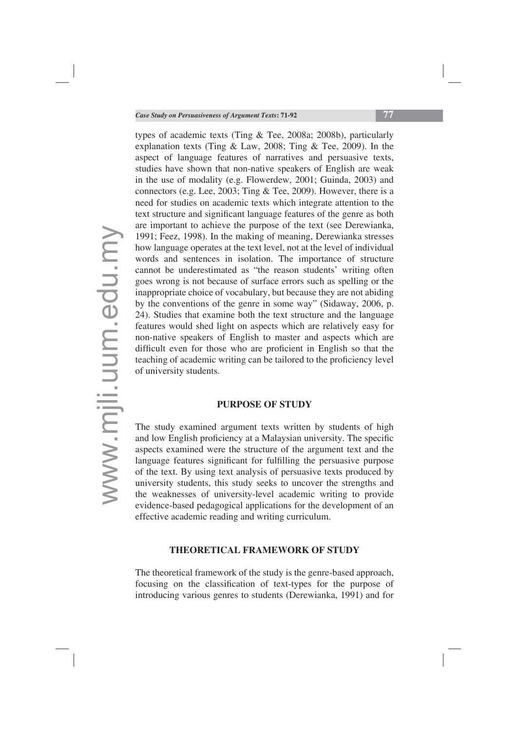types of academic texts (Ting & Tee, 2008a; 2008b), particularly explanation texts (Ting & Law, 2008; Ting & Tee, 2009). In the aspect of language features of narratives and persuasive texts, studies have shown that non-native speakers of English are weak in the use of modality (e.g. Flowerdew, 2001; Guinda, 2003) and connectors (e.g. Lee, 2003; Ting & Tee, 2009). However, there is a need for studies on academic texts which integrate attention to the text structure and significant language features of the genre as both are important to achieve the purpose of the text (see Derewianka, 1991; Feez, 1998). In the making of meaning, Derewianka stresses how language operates at the text level, not at the level of individual words and sentences in isolation. The importance of structure cannot be underestimated as "the reason students' writing often goes wrong is not because of surface errors such as spelling or the inappropriate choice of vocabulary, but because they are not abiding by the conventions of the genre in some way" (Sidaway, 2006, p. 24). Studies that examine both the text structure and the language features would shed light on aspects which are relatively easy for non-native speakers of English to master and aspects which are difficult even for those who are proficient in English so that the teaching of academic writing can be tailored to the proficiency level of university students.

## PURPOSE OF STUDY

The study examined argument texts written by students of high and low English proficiency at a Malaysian university. The specific aspects examined were the structure of the argument text and the language features significant for fulfilling the persuasive purpose of the text. By using text analysis of persuasive texts produced by university students, this study seeks to uncover the strengths and the weaknesses of university-level academic writing to provide evidence-based pedagogical applications for the development of an effective academic reading and writing curriculum.

## THEORETICAL FRAMEWORK OF STUDY

The theoretical framework of the study is the genre-based approach, focusing on the classification of text-types for the purpose of introducing various genres to students (Derewianka, 1991) and for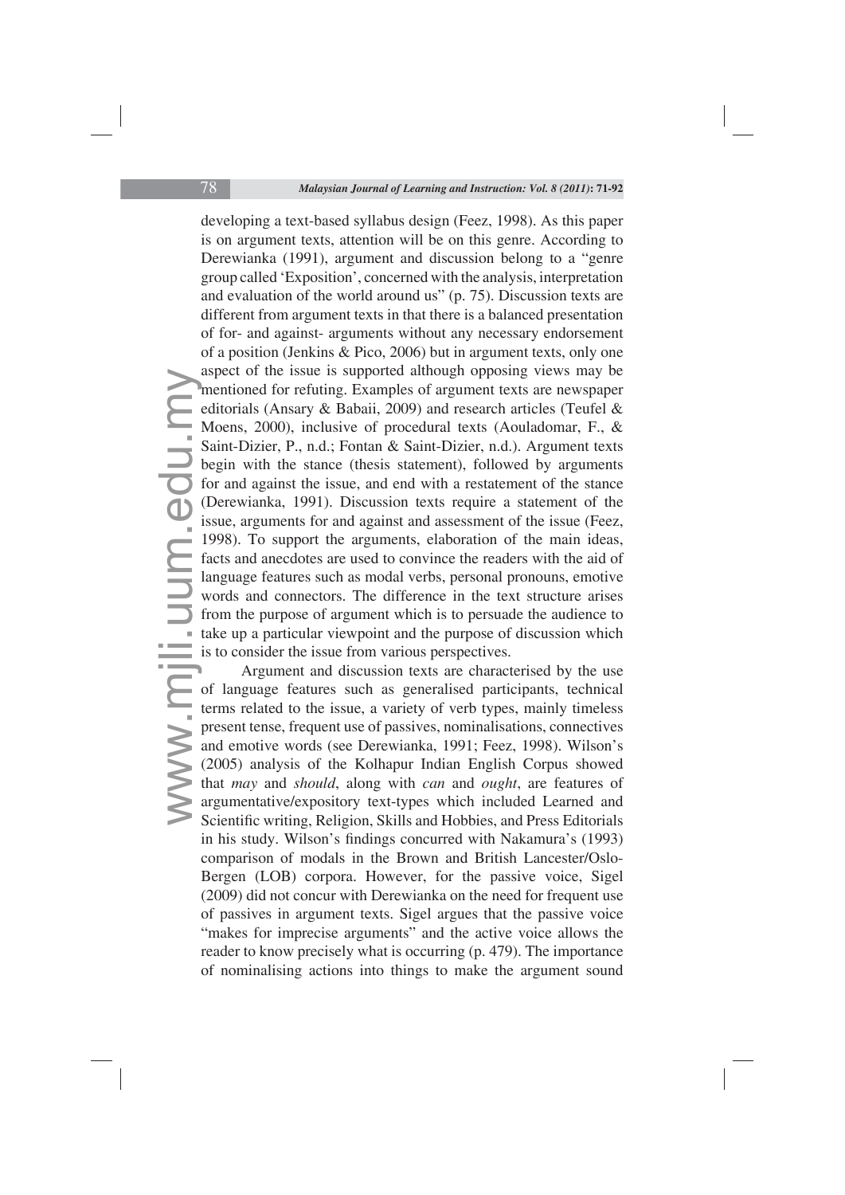developing a text-based syllabus design (Feez, 1998). As this paper is on argument texts, attention will be on this genre. According to Derewianka (1991), argument and discussion belong to a "genre group called 'Exposition', concerned with the analysis, interpretation and evaluation of the world around us" (p. 75). Discussion texts are different from argument texts in that there is a balanced presentation of for- and against- arguments without any necessary endorsement of a position (Jenkins & Pico, 2006) but in argument texts, only one aspect of the issue is supported although opposing views may be mentioned for refuting. Examples of argument texts are newspaper editorials (Ansary & Babaii, 2009) and research articles (Teufel & Moens, 2000), inclusive of procedural texts (Aouladomar, F., & Saint-Dizier, P., n.d.; Fontan & Saint-Dizier, n.d.). Argument texts begin with the stance (thesis statement), followed by arguments for and against the issue, and end with a restatement of the stance (Derewianka, 1991). Discussion texts require a statement of the issue, arguments for and against and assessment of the issue (Feez, 1998). To support the arguments, elaboration of the main ideas, facts and anecdotes are used to convince the readers with the aid of language features such as modal verbs, personal pronouns, emotive words and connectors. The difference in the text structure arises from the purpose of argument which is to persuade the audience to take up a particular viewpoint and the purpose of discussion which is to consider the issue from various perspectives.

Argument and discussion texts are characterised by the use of language features such as generalised participants, technical terms related to the issue, a variety of verb types, mainly timeless present tense, frequent use of passives, nominalisations, connectives and emotive words (see Derewianka, 1991; Feez, 1998). Wilson's (2005) analysis of the Kolhapur Indian English Corpus showed that *may* and *should*, along with *can* and *ought*, are features of argumentative/expository text-types which included Learned and Scientific writing, Religion, Skills and Hobbies, and Press Editorials in his study. Wilson's findings concurred with Nakamura's (1993) comparison of modals in the Brown and British Lancester/Oslo-Bergen (LOB) corpora. However, for the passive voice, Sigel (2009) did not concur with Derewianka on the need for frequent use of passives in argument texts. Sigel argues that the passive voice "makes for imprecise arguments" and the active voice allows the reader to know precisely what is occurring (p. 479). The importance of nominalising actions into things to make the argument sound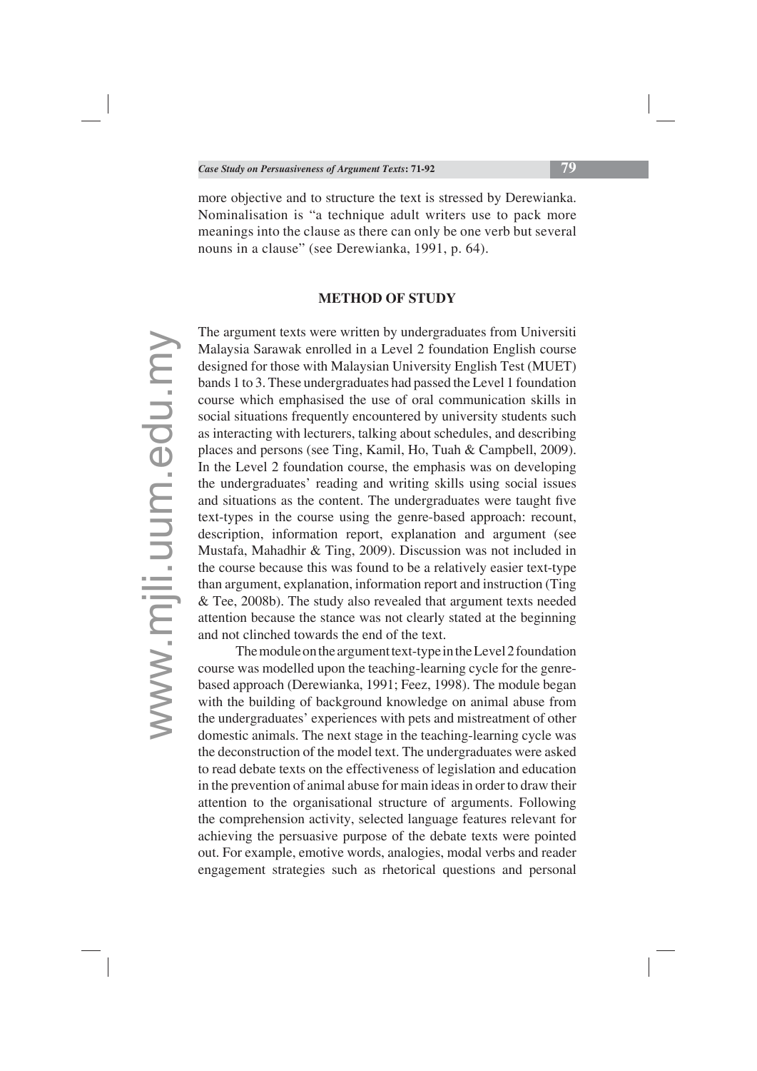more objective and to structure the text is stressed by Derewianka. Nominalisation is "a technique adult writers use to pack more meanings into the clause as there can only be one verb but several nouns in a clause" (see Derewianka, 1991, p. 64).

## METHOD OF STUDY

The argument texts were written by undergraduates from Universiti Malaysia Sarawak enrolled in a Level 2 foundation English course designed for those with Malaysian University English Test (MUET) bands 1 to 3. These undergraduates had passed the Level 1 foundation course which emphasised the use of oral communication skills in social situations frequently encountered by university students such as interacting with lecturers, talking about schedules, and describing places and persons (see Ting, Kamil, Ho, Tuah & Campbell, 2009). In the Level 2 foundation course, the emphasis was on developing the undergraduates' reading and writing skills using social issues and situations as the content. The undergraduates were taught five text-types in the course using the genre-based approach: recount, description, information report, explanation and argument (see Mustafa, Mahadhir & Ting, 2009). Discussion was not included in the course because this was found to be a relatively easier text-type than argument, explanation, information report and instruction (Ting & Tee, 2008b). The study also revealed that argument texts needed attention because the stance was not clearly stated at the beginning and not clinched towards the end of the text.

The module on the argument text-type in the Level 2 foundation course was modelled upon the teaching-learning cycle for the genre-based approach (Derewianka, 1991; Feez, 1998). The module began with the building of background knowledge on animal abuse from the undergraduates' experiences with pets and mistreatment of other domestic animals. The next stage in the teaching-learning cycle was the deconstruction of the model text. The undergraduates were asked to read debate texts on the effectiveness of legislation and education in the prevention of animal abuse for main ideas in order to draw their attention to the organisational structure of arguments. Following the comprehension activity, selected language features relevant for achieving the persuasive purpose of the debate texts were pointed out. For example, emotive words, analogies, modal verbs and reader engagement strategies such as rhetorical questions and personal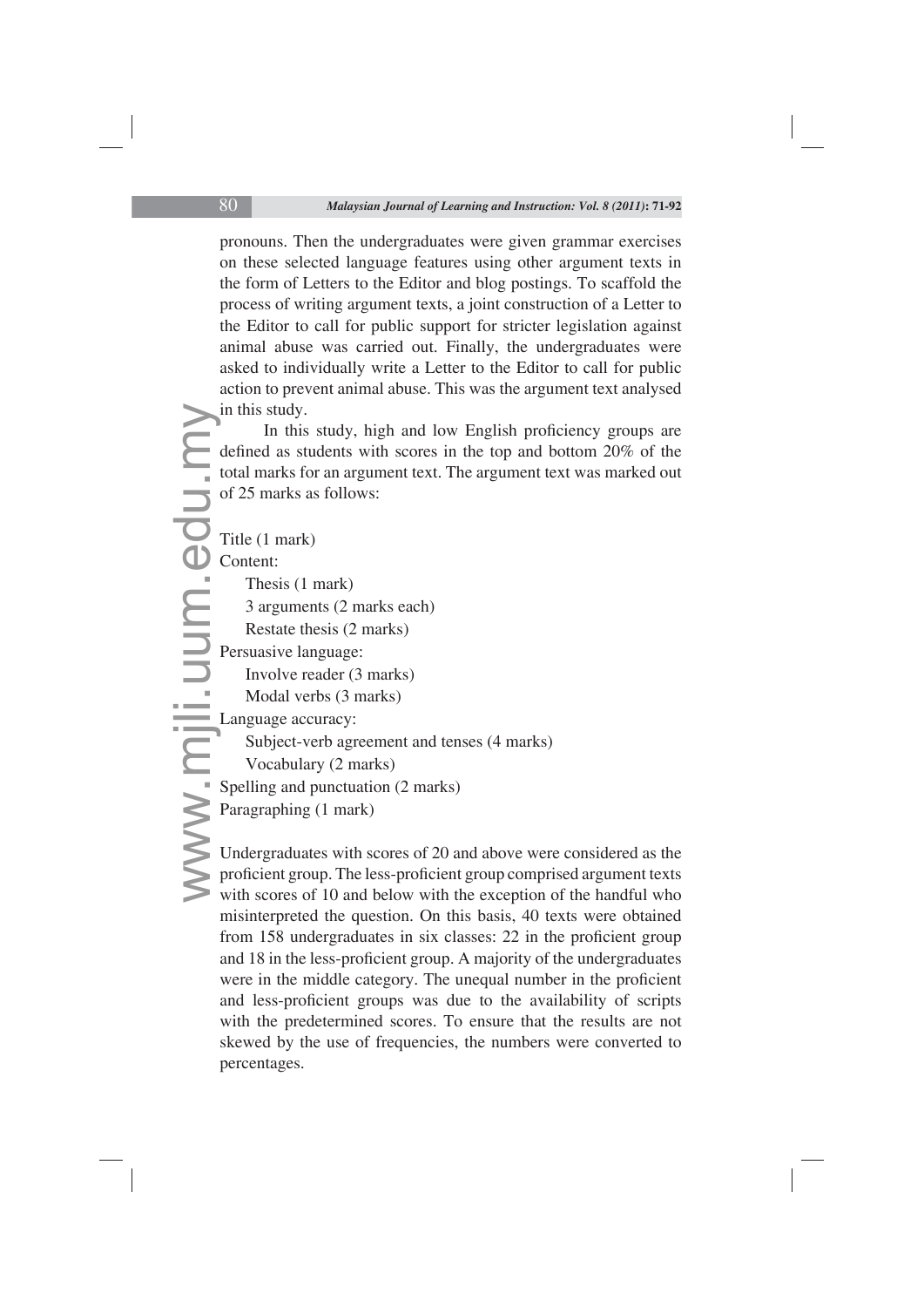pronouns. Then the undergraduates were given grammar exercises on these selected language features using other argument texts in the form of Letters to the Editor and blog postings. To scaffold the process of writing argument texts, a joint construction of a Letter to the Editor to call for public support for stricter legislation against animal abuse was carried out. Finally, the undergraduates were asked to individually write a Letter to the Editor to call for public action to prevent animal abuse. This was the argument text analysed in this study.

In this study, high and low English proficiency groups are defined as students with scores in the top and bottom 20% of the total marks for an argument text. The argument text was marked out of 25 marks as follows:

Title (1 mark)
Content:
- Thesis (1 mark)
- 3 arguments (2 marks each)
- Restate thesis (2 marks)

Persuasive language:
- Involve reader (3 marks)
- Modal verbs (3 marks)

Language accuracy:
- Subject-verb agreement and tenses (4 marks)
- Vocabulary (2 marks)

Spelling and punctuation (2 marks)
Paragraphing (1 mark)

Undergraduates with scores of 20 and above were considered as the proficient group. The less-proficient group comprised argument texts with scores of 10 and below with the exception of the handful who misinterpreted the question. On this basis, 40 texts were obtained from 158 undergraduates in six classes: 22 in the proficient group and 18 in the less-proficient group. A majority of the undergraduates were in the middle category. The unequal number in the proficient and less-proficient groups was due to the availability of scripts with the predetermined scores. To ensure that the results are not skewed by the use of frequencies, the numbers were converted to percentages.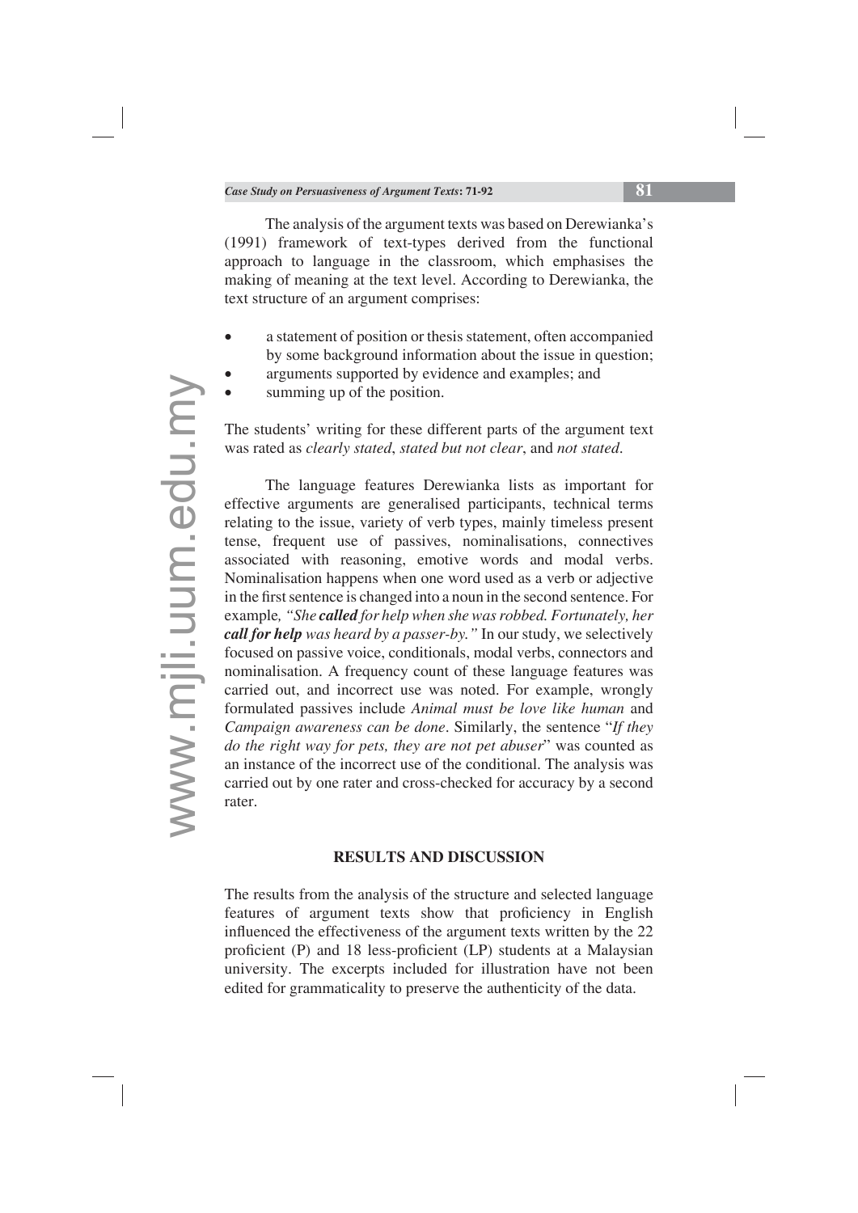The analysis of the argument texts was based on Derewianka's (1991) framework of text-types derived from the functional approach to language in the classroom, which emphasises the making of meaning at the text level. According to Derewianka, the text structure of an argument comprises:

- a statement of position or thesis statement, often accompanied by some background information about the issue in question;
- arguments supported by evidence and examples; and
- summing up of the position.

The students' writing for these different parts of the argument text was rated as *clearly stated*, *stated but not clear*, and *not stated*.

The language features Derewianka lists as important for effective arguments are generalised participants, technical terms relating to the issue, variety of verb types, mainly timeless present tense, frequent use of passives, nominalisations, connectives associated with reasoning, emotive words and modal verbs. Nominalisation happens when one word used as a verb or adjective in the first sentence is changed into a noun in the second sentence. For example, *"She **called** for help when she was robbed. Fortunately, her **call for help** was heard by a passer-by."* In our study, we selectively focused on passive voice, conditionals, modal verbs, connectors and nominalisation. A frequency count of these language features was carried out, and incorrect use was noted. For example, wrongly formulated passives include *Animal must be love like human* and *Campaign awareness can be done*. Similarly, the sentence "*If they do the right way for pets, they are not pet abuser*" was counted as an instance of the incorrect use of the conditional. The analysis was carried out by one rater and cross-checked for accuracy by a second rater.

## RESULTS AND DISCUSSION

The results from the analysis of the structure and selected language features of argument texts show that proficiency in English influenced the effectiveness of the argument texts written by the 22 proficient (P) and 18 less-proficient (LP) students at a Malaysian university. The excerpts included for illustration have not been edited for grammaticality to preserve the authenticity of the data.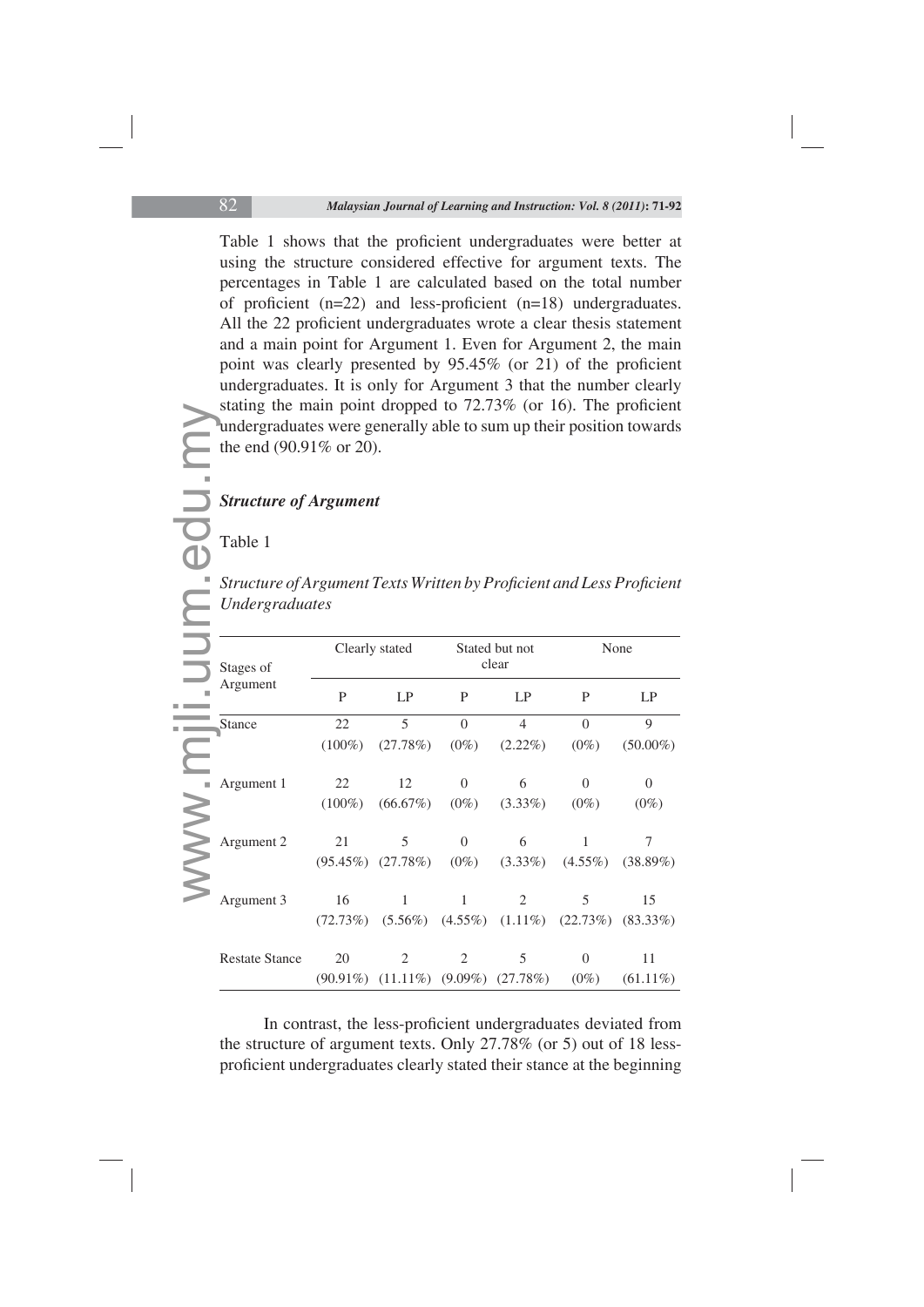Table 1 shows that the proficient undergraduates were better at using the structure considered effective for argument texts. The percentages in Table 1 are calculated based on the total number of proficient (n=22) and less-proficient (n=18) undergraduates. All the 22 proficient undergraduates wrote a clear thesis statement and a main point for Argument 1. Even for Argument 2, the main point was clearly presented by 95.45% (or 21) of the proficient undergraduates. It is only for Argument 3 that the number clearly stating the main point dropped to 72.73% (or 16). The proficient undergraduates were generally able to sum up their position towards the end (90.91% or 20).

### *Structure of Argument*

Table 1

*Structure of Argument Texts Written by Proficient and Less Proficient Undergraduates*

| Stages of Argument | Clearly stated | | Stated but not clear | | None | |
|---|---|---|---|---|---|---|
| | P | LP | P | LP | P | LP |
| Stance | 22 (100%) | 5 (27.78%) | 0 (0%) | 4 (2.22%) | 0 (0%) | 9 (50.00%) |
| Argument 1 | 22 (100%) | 12 (66.67%) | 0 (0%) | 6 (3.33%) | 0 (0%) | 0 (0%) |
| Argument 2 | 21 (95.45%) | 5 (27.78%) | 0 (0%) | 6 (3.33%) | 1 (4.55%) | 7 (38.89%) |
| Argument 3 | 16 (72.73%) | 1 (5.56%) | 1 (4.55%) | 2 (1.11%) | 5 (22.73%) | 15 (83.33%) |
| Restate Stance | 20 (90.91%) | 2 (11.11%) | 2 (9.09%) | 5 (27.78%) | 0 (0%) | 11 (61.11%) |

In contrast, the less-proficient undergraduates deviated from the structure of argument texts. Only 27.78% (or 5) out of 18 less-proficient undergraduates clearly stated their stance at the beginning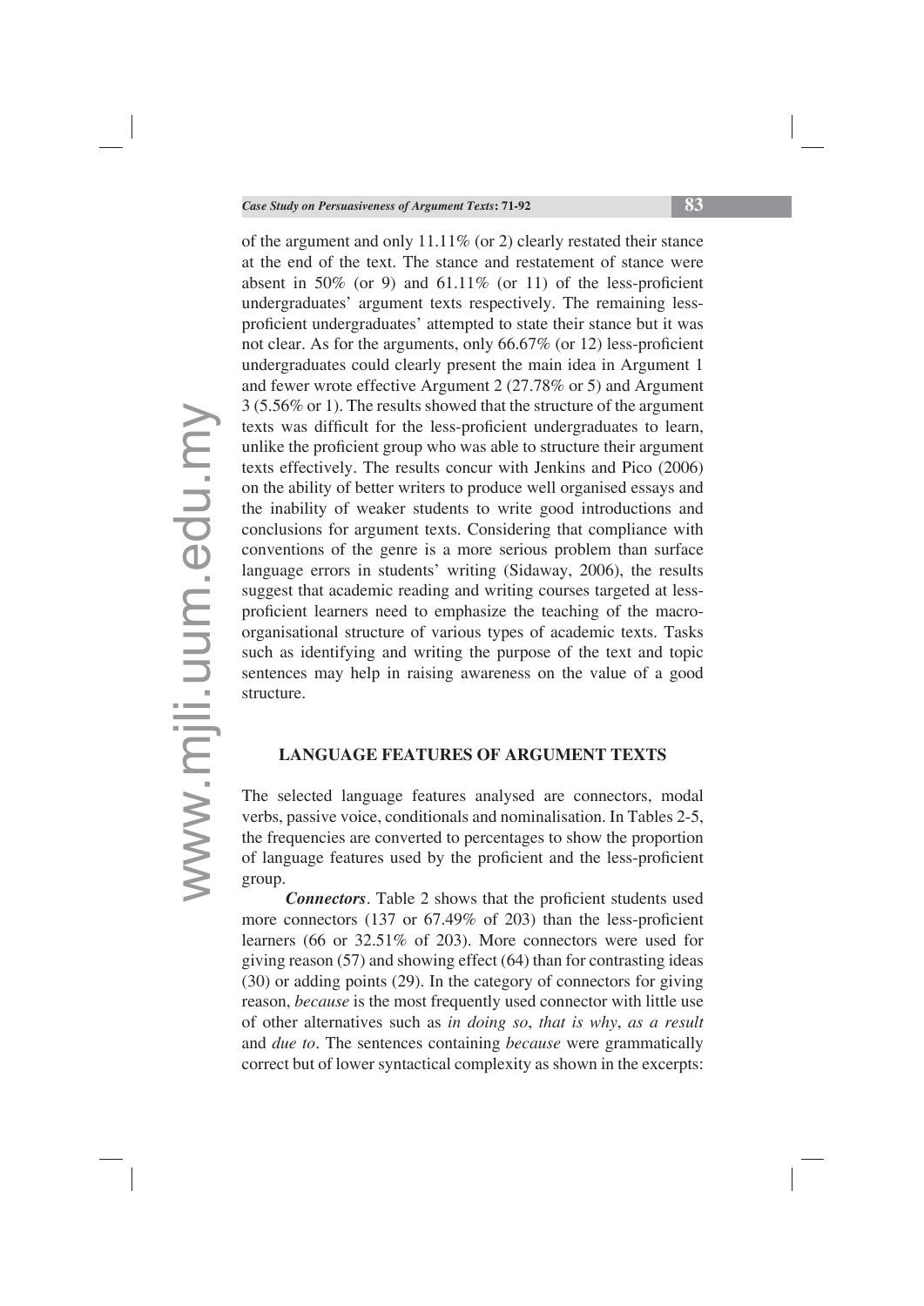of the argument and only 11.11% (or 2) clearly restated their stance at the end of the text. The stance and restatement of stance were absent in 50% (or 9) and 61.11% (or 11) of the less-proficient undergraduates' argument texts respectively. The remaining less-proficient undergraduates' attempted to state their stance but it was not clear. As for the arguments, only 66.67% (or 12) less-proficient undergraduates could clearly present the main idea in Argument 1 and fewer wrote effective Argument 2 (27.78% or 5) and Argument 3 (5.56% or 1). The results showed that the structure of the argument texts was difficult for the less-proficient undergraduates to learn, unlike the proficient group who was able to structure their argument texts effectively. The results concur with Jenkins and Pico (2006) on the ability of better writers to produce well organised essays and the inability of weaker students to write good introductions and conclusions for argument texts. Considering that compliance with conventions of the genre is a more serious problem than surface language errors in students' writing (Sidaway, 2006), the results suggest that academic reading and writing courses targeted at less-proficient learners need to emphasize the teaching of the macro-organisational structure of various types of academic texts. Tasks such as identifying and writing the purpose of the text and topic sentences may help in raising awareness on the value of a good structure.

## LANGUAGE FEATURES OF ARGUMENT TEXTS

The selected language features analysed are connectors, modal verbs, passive voice, conditionals and nominalisation. In Tables 2-5, the frequencies are converted to percentages to show the proportion of language features used by the proficient and the less-proficient group.

***Connectors***. Table 2 shows that the proficient students used more connectors (137 or 67.49% of 203) than the less-proficient learners (66 or 32.51% of 203). More connectors were used for giving reason (57) and showing effect (64) than for contrasting ideas (30) or adding points (29). In the category of connectors for giving reason, *because* is the most frequently used connector with little use of other alternatives such as *in doing so*, *that is why*, *as a result* and *due to*. The sentences containing *because* were grammatically correct but of lower syntactical complexity as shown in the excerpts: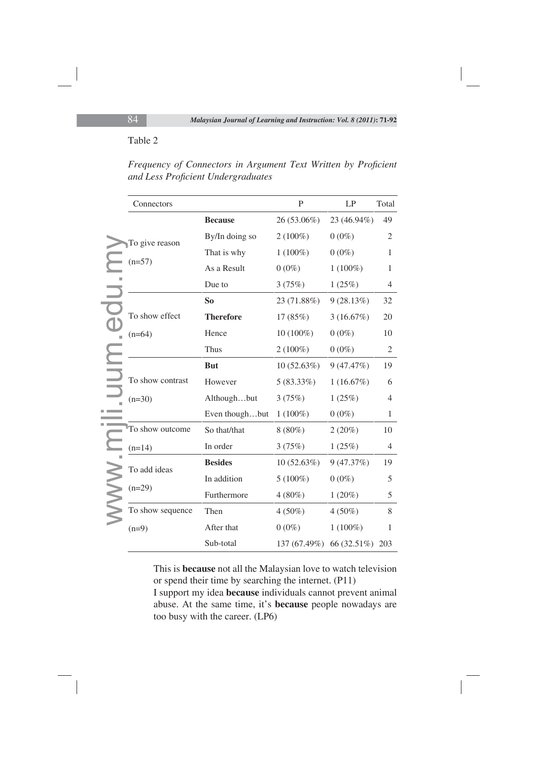Table 2

*Frequency of Connectors in Argument Text Written by Proficient and Less Proficient Undergraduates*

| Connectors | | P | LP | Total |
|---|---|---|---|---|
| To give reason (n=57) | **Because** | 26 (53.06%) | 23 (46.94%) | 49 |
| | By/In doing so | 2 (100%) | 0 (0%) | 2 |
| | That is why | 1 (100%) | 0 (0%) | 1 |
| | As a Result | 0 (0%) | 1 (100%) | 1 |
| | Due to | 3 (75%) | 1 (25%) | 4 |
| To show effect (n=64) | **So** | 23 (71.88%) | 9 (28.13%) | 32 |
| | **Therefore** | 17 (85%) | 3 (16.67%) | 20 |
| | Hence | 10 (100%) | 0 (0%) | 10 |
| | Thus | 2 (100%) | 0 (0%) | 2 |
| To show contrast (n=30) | **But** | 10 (52.63%) | 9 (47.47%) | 19 |
| | However | 5 (83.33%) | 1 (16.67%) | 6 |
| | Although…but | 3 (75%) | 1 (25%) | 4 |
| | Even though…but | 1 (100%) | 0 (0%) | 1 |
| To show outcome (n=14) | So that/that | 8 (80%) | 2 (20%) | 10 |
| | In order | 3 (75%) | 1 (25%) | 4 |
| To add ideas (n=29) | **Besides** | 10 (52.63%) | 9 (47.37%) | 19 |
| | In addition | 5 (100%) | 0 (0%) | 5 |
| | Furthermore | 4 (80%) | 1 (20%) | 5 |
| To show sequence (n=9) | Then | 4 (50%) | 4 (50%) | 8 |
| | After that | 0 (0%) | 1 (100%) | 1 |
| | Sub-total | 137 (67.49%) | 66 (32.51%) | 203 |

This is **because** not all the Malaysian love to watch television or spend their time by searching the internet. (P11)

I support my idea **because** individuals cannot prevent animal abuse. At the same time, it's **because** people nowadays are too busy with the career. (LP6)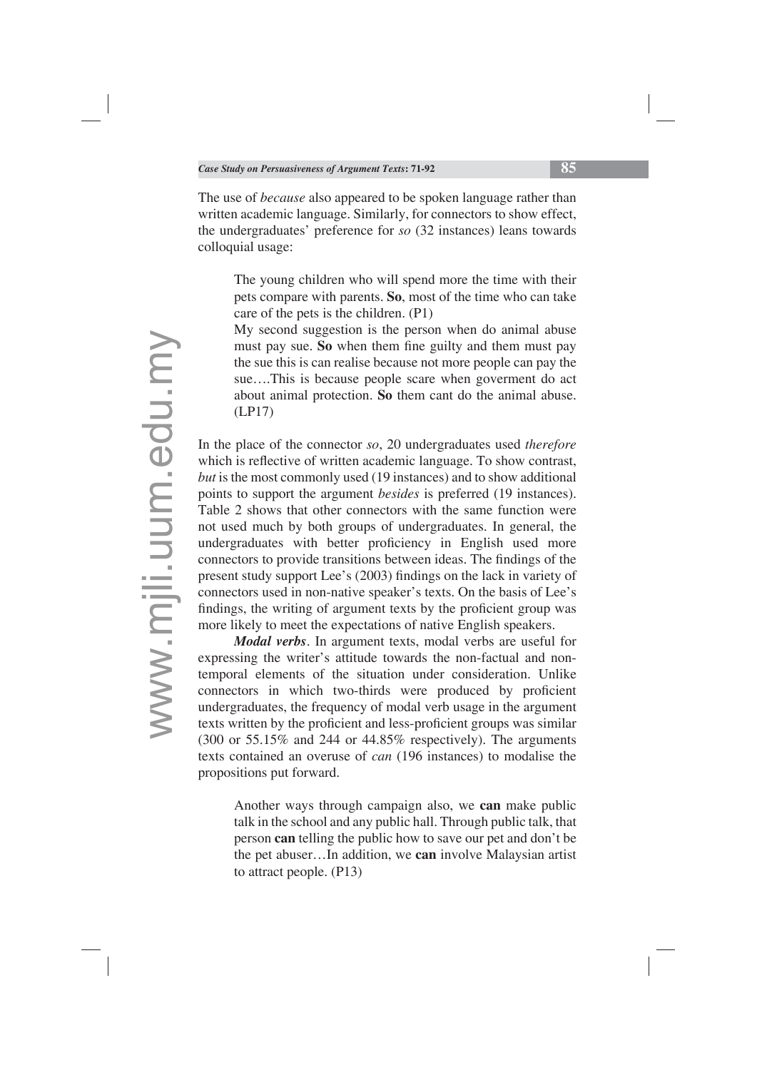The use of *because* also appeared to be spoken language rather than written academic language. Similarly, for connectors to show effect, the undergraduates' preference for *so* (32 instances) leans towards colloquial usage:

> The young children who will spend more the time with their pets compare with parents. **So**, most of the time who can take care of the pets is the children. (P1)
>
> My second suggestion is the person when do animal abuse must pay sue. **So** when them fine guilty and them must pay the sue this is can realise because not more people can pay the sue….This is because people scare when goverment do act about animal protection. **So** them cant do the animal abuse. (LP17)

In the place of the connector *so*, 20 undergraduates used *therefore* which is reflective of written academic language. To show contrast, *but* is the most commonly used (19 instances) and to show additional points to support the argument *besides* is preferred (19 instances). Table 2 shows that other connectors with the same function were not used much by both groups of undergraduates. In general, the undergraduates with better proficiency in English used more connectors to provide transitions between ideas. The findings of the present study support Lee's (2003) findings on the lack in variety of connectors used in non-native speaker's texts. On the basis of Lee's findings, the writing of argument texts by the proficient group was more likely to meet the expectations of native English speakers.

***Modal verbs***. In argument texts, modal verbs are useful for expressing the writer's attitude towards the non-factual and non-temporal elements of the situation under consideration. Unlike connectors in which two-thirds were produced by proficient undergraduates, the frequency of modal verb usage in the argument texts written by the proficient and less-proficient groups was similar (300 or 55.15% and 244 or 44.85% respectively). The arguments texts contained an overuse of *can* (196 instances) to modalise the propositions put forward.

> Another ways through campaign also, we **can** make public talk in the school and any public hall. Through public talk, that person **can** telling the public how to save our pet and don't be the pet abuser…In addition, we **can** involve Malaysian artist to attract people. (P13)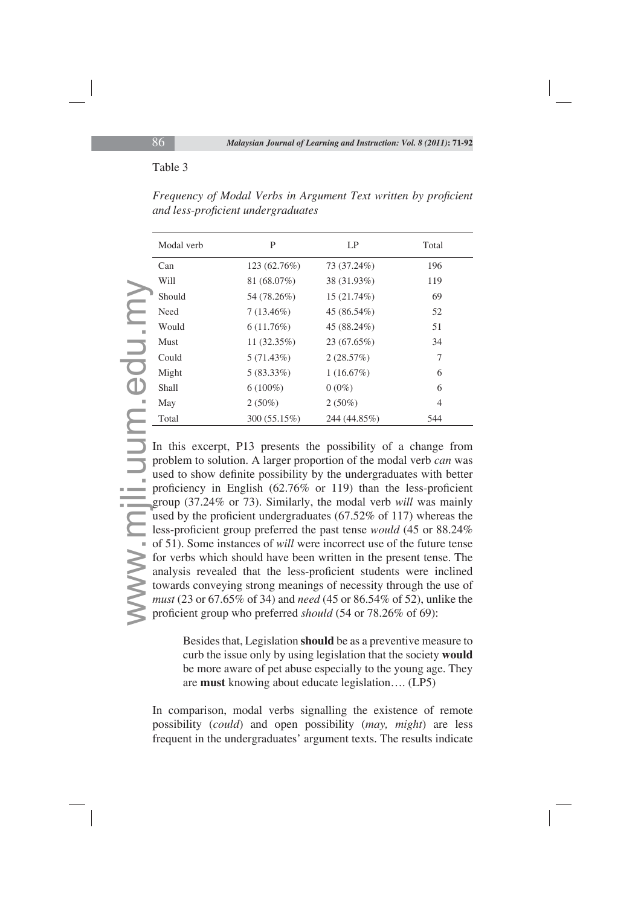Table 3

*Frequency of Modal Verbs in Argument Text written by proficient and less-proficient undergraduates*

| Modal verb | P | LP | Total |
|---|---|---|---|
| Can | 123 (62.76%) | 73 (37.24%) | 196 |
| Will | 81 (68.07%) | 38 (31.93%) | 119 |
| Should | 54 (78.26%) | 15 (21.74%) | 69 |
| Need | 7 (13.46%) | 45 (86.54%) | 52 |
| Would | 6 (11.76%) | 45 (88.24%) | 51 |
| Must | 11 (32.35%) | 23 (67.65%) | 34 |
| Could | 5 (71.43%) | 2 (28.57%) | 7 |
| Might | 5 (83.33%) | 1 (16.67%) | 6 |
| Shall | 6 (100%) | 0 (0%) | 6 |
| May | 2 (50%) | 2 (50%) | 4 |
| Total | 300 (55.15%) | 244 (44.85%) | 544 |

In this excerpt, P13 presents the possibility of a change from problem to solution. A larger proportion of the modal verb *can* was used to show definite possibility by the undergraduates with better proficiency in English (62.76% or 119) than the less-proficient group (37.24% or 73). Similarly, the modal verb *will* was mainly used by the proficient undergraduates (67.52% of 117) whereas the less-proficient group preferred the past tense *would* (45 or 88.24% of 51). Some instances of *will* were incorrect use of the future tense for verbs which should have been written in the present tense. The analysis revealed that the less-proficient students were inclined towards conveying strong meanings of necessity through the use of *must* (23 or 67.65% of 34) and *need* (45 or 86.54% of 52), unlike the proficient group who preferred *should* (54 or 78.26% of 69):

> Besides that, Legislation **should** be as a preventive measure to curb the issue only by using legislation that the society **would** be more aware of pet abuse especially to the young age. They are **must** knowing about educate legislation…. (LP5)

In comparison, modal verbs signalling the existence of remote possibility (*could*) and open possibility (*may, might*) are less frequent in the undergraduates' argument texts. The results indicate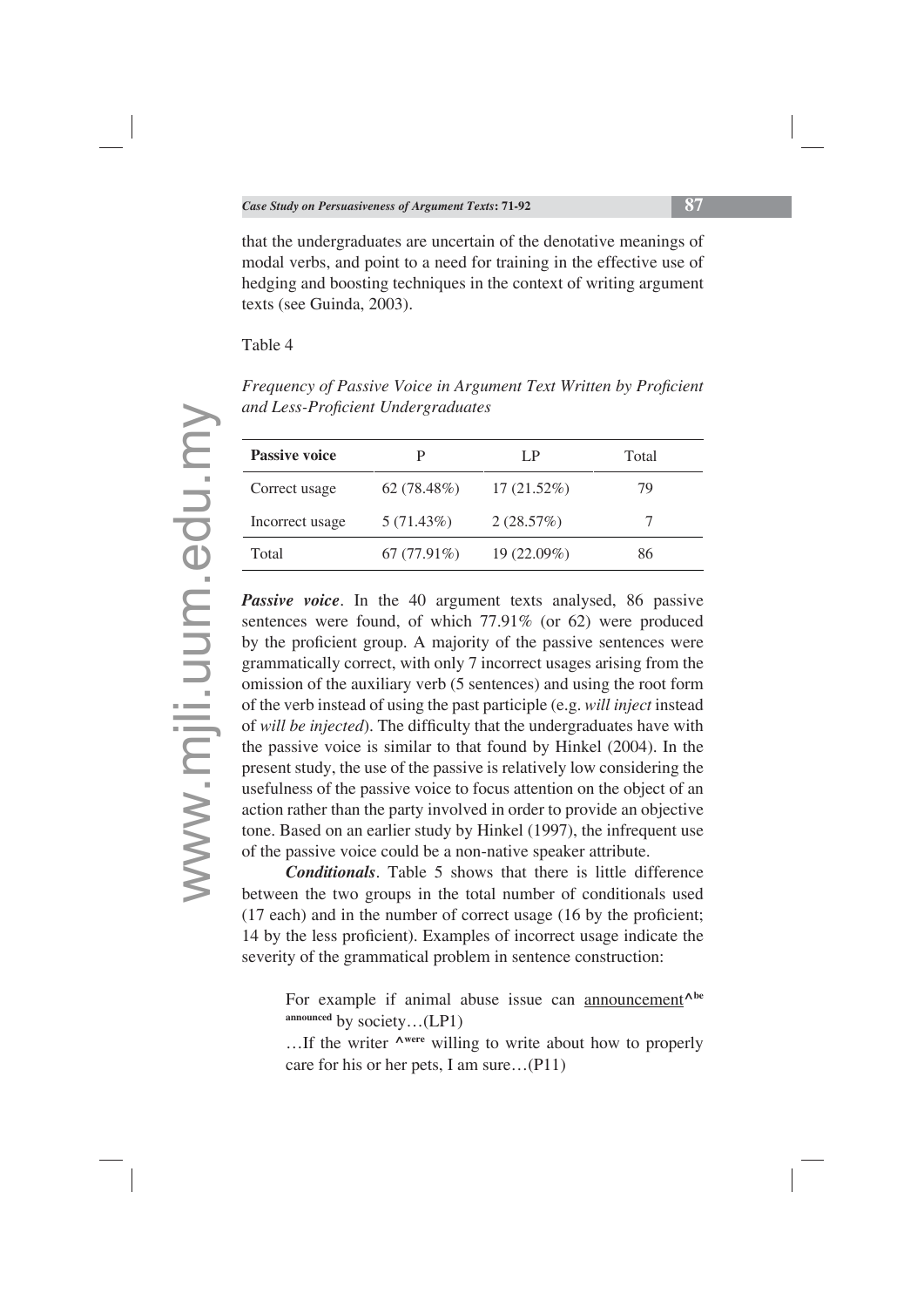that the undergraduates are uncertain of the denotative meanings of modal verbs, and point to a need for training in the effective use of hedging and boosting techniques in the context of writing argument texts (see Guinda, 2003).

Table 4

*Frequency of Passive Voice in Argument Text Written by Proficient and Less-Proficient Undergraduates*

| **Passive voice** | P | LP | Total |
|---|---|---|---|
| Correct usage | 62 (78.48%) | 17 (21.52%) | 79 |
| Incorrect usage | 5 (71.43%) | 2 (28.57%) | 7 |
| Total | 67 (77.91%) | 19 (22.09%) | 86 |

***Passive voice***. In the 40 argument texts analysed, 86 passive sentences were found, of which 77.91% (or 62) were produced by the proficient group. A majority of the passive sentences were grammatically correct, with only 7 incorrect usages arising from the omission of the auxiliary verb (5 sentences) and using the root form of the verb instead of using the past participle (e.g. *will inject* instead of *will be injected*). The difficulty that the undergraduates have with the passive voice is similar to that found by Hinkel (2004). In the present study, the use of the passive is relatively low considering the usefulness of the passive voice to focus attention on the object of an action rather than the party involved in order to provide an objective tone. Based on an earlier study by Hinkel (1997), the infrequent use of the passive voice could be a non-native speaker attribute.

***Conditionals***. Table 5 shows that there is little difference between the two groups in the total number of conditionals used (17 each) and in the number of correct usage (16 by the proficient; 14 by the less proficient). Examples of incorrect usage indicate the severity of the grammatical problem in sentence construction:

> For example if animal abuse issue can <u>announcement</u>**^be announced** by society…(LP1)
>
> …If the writer **^were** willing to write about how to properly care for his or her pets, I am sure…(P11)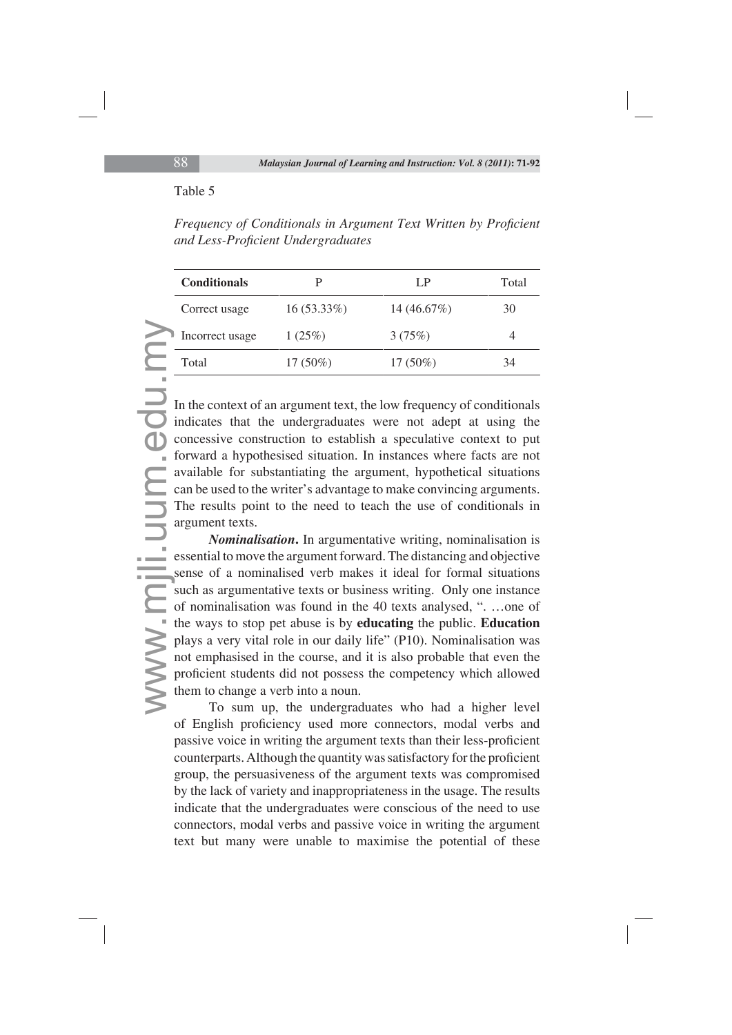Table 5

*Frequency of Conditionals in Argument Text Written by Proficient and Less-Proficient Undergraduates*

| Conditionals | P | LP | Total |
|---|---|---|---|
| Correct usage | 16 (53.33%) | 14 (46.67%) | 30 |
| Incorrect usage | 1 (25%) | 3 (75%) | 4 |
| Total | 17 (50%) | 17 (50%) | 34 |

In the context of an argument text, the low frequency of conditionals indicates that the undergraduates were not adept at using the concessive construction to establish a speculative context to put forward a hypothesised situation. In instances where facts are not available for substantiating the argument, hypothetical situations can be used to the writer's advantage to make convincing arguments. The results point to the need to teach the use of conditionals in argument texts.

***Nominalisation*.** In argumentative writing, nominalisation is essential to move the argument forward. The distancing and objective sense of a nominalised verb makes it ideal for formal situations such as argumentative texts or business writing. Only one instance of nominalisation was found in the 40 texts analysed, ". …one of the ways to stop pet abuse is by **educating** the public. **Education** plays a very vital role in our daily life" (P10). Nominalisation was not emphasised in the course, and it is also probable that even the proficient students did not possess the competency which allowed them to change a verb into a noun.

To sum up, the undergraduates who had a higher level of English proficiency used more connectors, modal verbs and passive voice in writing the argument texts than their less-proficient counterparts. Although the quantity was satisfactory for the proficient group, the persuasiveness of the argument texts was compromised by the lack of variety and inappropriateness in the usage. The results indicate that the undergraduates were conscious of the need to use connectors, modal verbs and passive voice in writing the argument text but many were unable to maximise the potential of these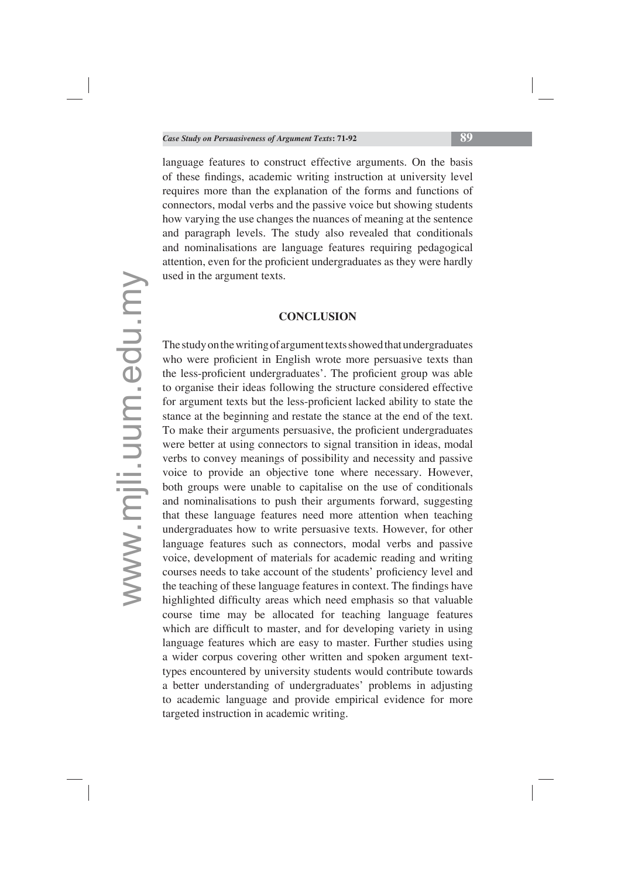language features to construct effective arguments. On the basis of these findings, academic writing instruction at university level requires more than the explanation of the forms and functions of connectors, modal verbs and the passive voice but showing students how varying the use changes the nuances of meaning at the sentence and paragraph levels. The study also revealed that conditionals and nominalisations are language features requiring pedagogical attention, even for the proficient undergraduates as they were hardly used in the argument texts.

## CONCLUSION

The study on the writing of argument texts showed that undergraduates who were proficient in English wrote more persuasive texts than the less-proficient undergraduates'. The proficient group was able to organise their ideas following the structure considered effective for argument texts but the less-proficient lacked ability to state the stance at the beginning and restate the stance at the end of the text. To make their arguments persuasive, the proficient undergraduates were better at using connectors to signal transition in ideas, modal verbs to convey meanings of possibility and necessity and passive voice to provide an objective tone where necessary. However, both groups were unable to capitalise on the use of conditionals and nominalisations to push their arguments forward, suggesting that these language features need more attention when teaching undergraduates how to write persuasive texts. However, for other language features such as connectors, modal verbs and passive voice, development of materials for academic reading and writing courses needs to take account of the students' proficiency level and the teaching of these language features in context. The findings have highlighted difficulty areas which need emphasis so that valuable course time may be allocated for teaching language features which are difficult to master, and for developing variety in using language features which are easy to master. Further studies using a wider corpus covering other written and spoken argument text-types encountered by university students would contribute towards a better understanding of undergraduates' problems in adjusting to academic language and provide empirical evidence for more targeted instruction in academic writing.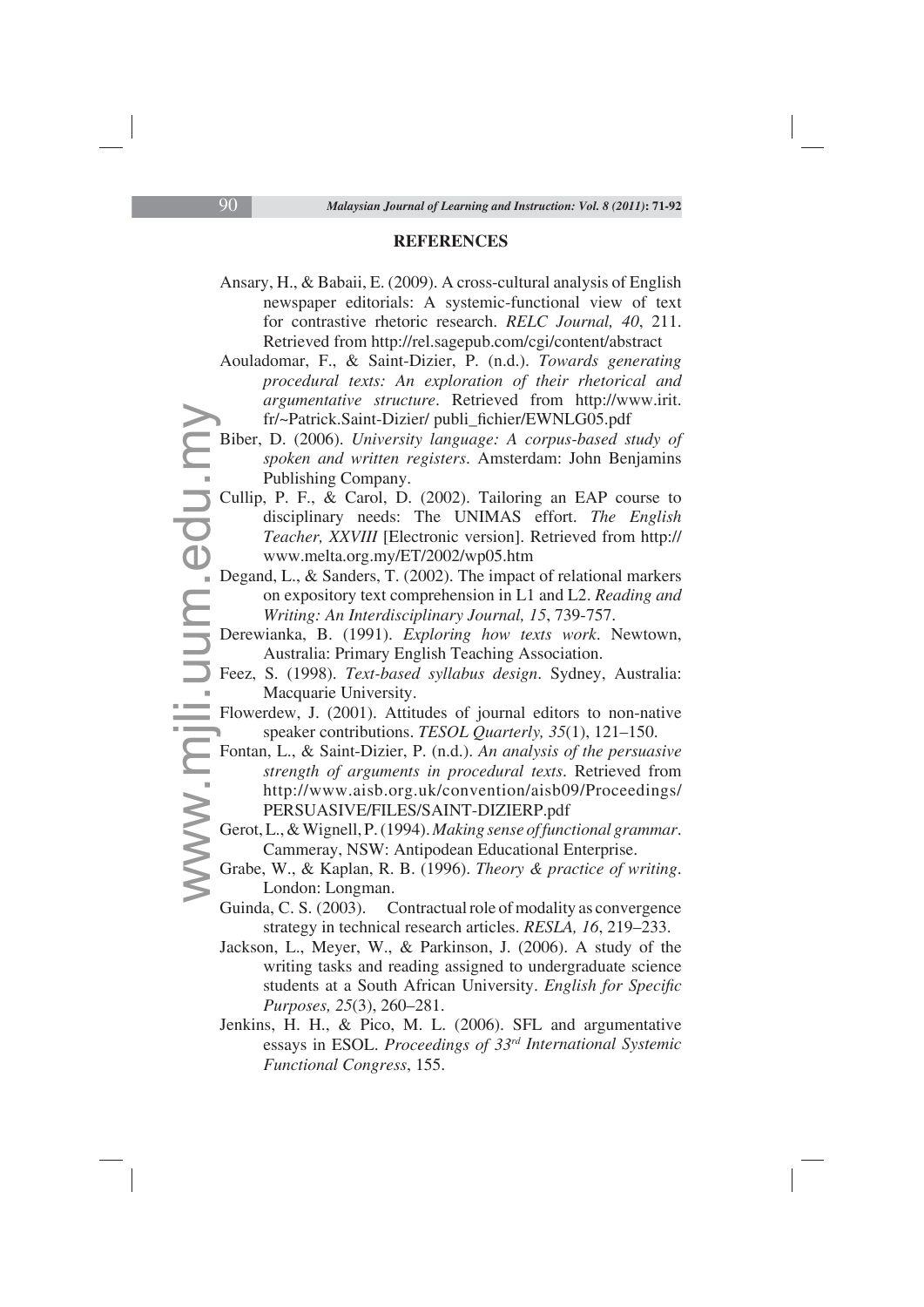## REFERENCES

Ansary, H., & Babaii, E. (2009). A cross-cultural analysis of English newspaper editorials: A systemic-functional view of text for contrastive rhetoric research. *RELC Journal, 40*, 211. Retrieved from http://rel.sagepub.com/cgi/content/abstract

Aouladomar, F., & Saint-Dizier, P. (n.d.). *Towards generating procedural texts: An exploration of their rhetorical and argumentative structure*. Retrieved from http://www.irit.fr/~Patrick.Saint-Dizier/ publi_fichier/EWNLG05.pdf

Biber, D. (2006). *University language: A corpus-based study of spoken and written registers*. Amsterdam: John Benjamins Publishing Company.

Cullip, P. F., & Carol, D. (2002). Tailoring an EAP course to disciplinary needs: The UNIMAS effort. *The English Teacher, XXVIII* [Electronic version]. Retrieved from http://www.melta.org.my/ET/2002/wp05.htm

Degand, L., & Sanders, T. (2002). The impact of relational markers on expository text comprehension in L1 and L2. *Reading and Writing: An Interdisciplinary Journal, 15*, 739-757.

Derewianka, B. (1991). *Exploring how texts work*. Newtown, Australia: Primary English Teaching Association.

Feez, S. (1998). *Text-based syllabus design*. Sydney, Australia: Macquarie University.

Flowerdew, J. (2001). Attitudes of journal editors to non-native speaker contributions. *TESOL Quarterly, 35*(1), 121–150.

Fontan, L., & Saint-Dizier, P. (n.d.). *An analysis of the persuasive strength of arguments in procedural texts*. Retrieved from http://www.aisb.org.uk/convention/aisb09/Proceedings/PERSUASIVE/FILES/SAINT-DIZIERP.pdf

Gerot, L., & Wignell, P. (1994). *Making sense of functional grammar*. Cammeray, NSW: Antipodean Educational Enterprise.

Grabe, W., & Kaplan, R. B. (1996). *Theory & practice of writing*. London: Longman.

Guinda, C. S. (2003). Contractual role of modality as convergence strategy in technical research articles. *RESLA, 16*, 219–233.

Jackson, L., Meyer, W., & Parkinson, J. (2006). A study of the writing tasks and reading assigned to undergraduate science students at a South African University. *English for Specific Purposes, 25*(3), 260–281.

Jenkins, H. H., & Pico, M. L. (2006). SFL and argumentative essays in ESOL. *Proceedings of 33rd International Systemic Functional Congress*, 155.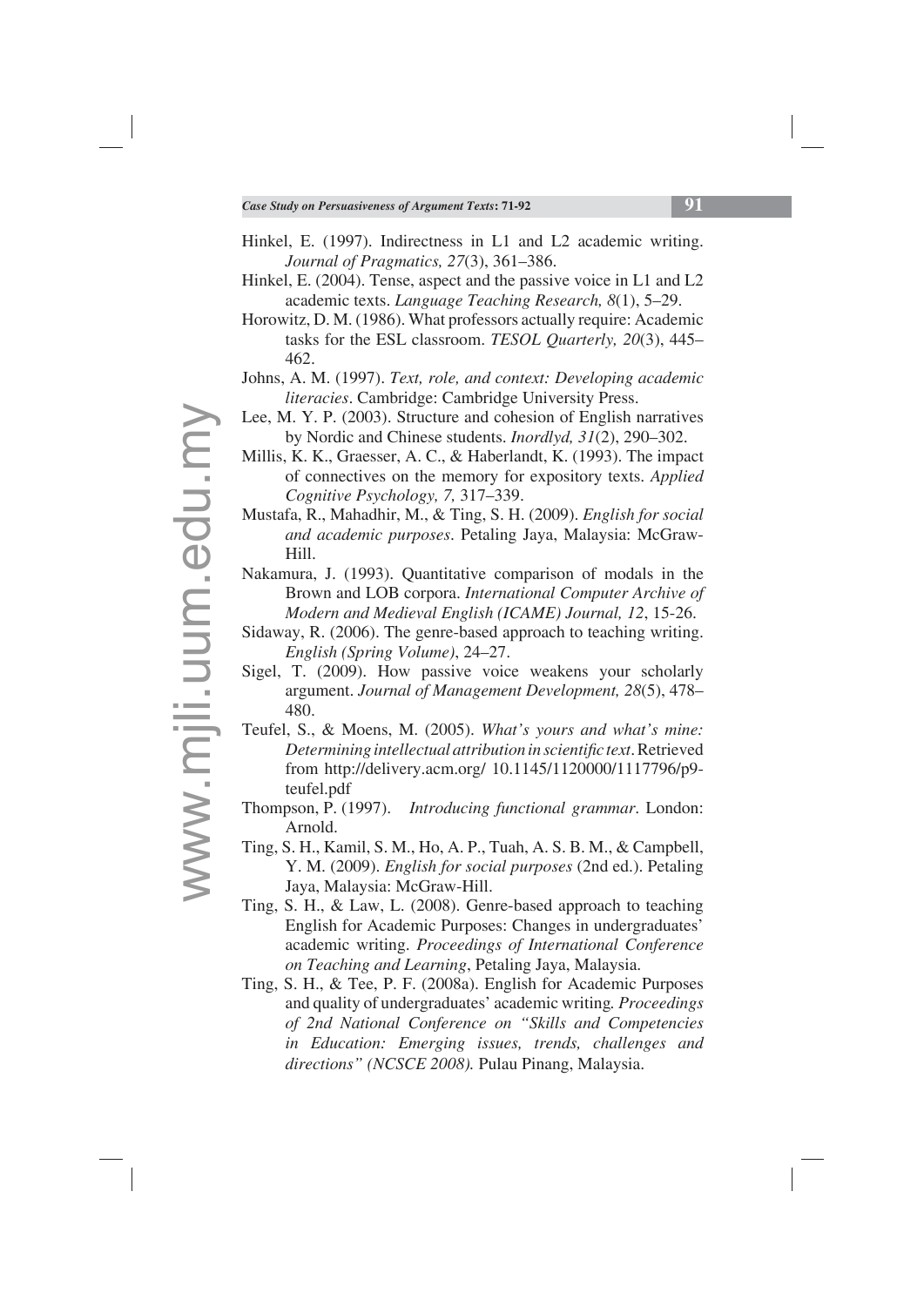Hinkel, E. (1997). Indirectness in L1 and L2 academic writing. *Journal of Pragmatics, 27*(3), 361–386.

Hinkel, E. (2004). Tense, aspect and the passive voice in L1 and L2 academic texts. *Language Teaching Research, 8*(1), 5–29.

Horowitz, D. M. (1986). What professors actually require: Academic tasks for the ESL classroom. *TESOL Quarterly, 20*(3), 445–462.

Johns, A. M. (1997). *Text, role, and context: Developing academic literacies*. Cambridge: Cambridge University Press.

Lee, M. Y. P. (2003). Structure and cohesion of English narratives by Nordic and Chinese students. *Inordlyd, 31*(2), 290–302.

Millis, K. K., Graesser, A. C., & Haberlandt, K. (1993). The impact of connectives on the memory for expository texts. *Applied Cognitive Psychology, 7,* 317–339.

Mustafa, R., Mahadhir, M., & Ting, S. H. (2009). *English for social and academic purposes*. Petaling Jaya, Malaysia: McGraw-Hill.

Nakamura, J. (1993). Quantitative comparison of modals in the Brown and LOB corpora. *International Computer Archive of Modern and Medieval English (ICAME) Journal, 12*, 15-26.

Sidaway, R. (2006). The genre-based approach to teaching writing. *English (Spring Volume)*, 24–27.

Sigel, T. (2009). How passive voice weakens your scholarly argument. *Journal of Management Development, 28*(5), 478–480.

Teufel, S., & Moens, M. (2005). *What's yours and what's mine: Determining intellectual attribution in scientific text*. Retrieved from http://delivery.acm.org/ 10.1145/1120000/1117796/p9-teufel.pdf

Thompson, P. (1997). *Introducing functional grammar*. London: Arnold.

Ting, S. H., Kamil, S. M., Ho, A. P., Tuah, A. S. B. M., & Campbell, Y. M. (2009). *English for social purposes* (2nd ed.). Petaling Jaya, Malaysia: McGraw-Hill.

Ting, S. H., & Law, L. (2008). Genre-based approach to teaching English for Academic Purposes: Changes in undergraduates' academic writing. *Proceedings of International Conference on Teaching and Learning*, Petaling Jaya, Malaysia.

Ting, S. H., & Tee, P. F. (2008a). English for Academic Purposes and quality of undergraduates' academic writing. *Proceedings of 2nd National Conference on "Skills and Competencies in Education: Emerging issues, trends, challenges and directions" (NCSCE 2008).* Pulau Pinang, Malaysia.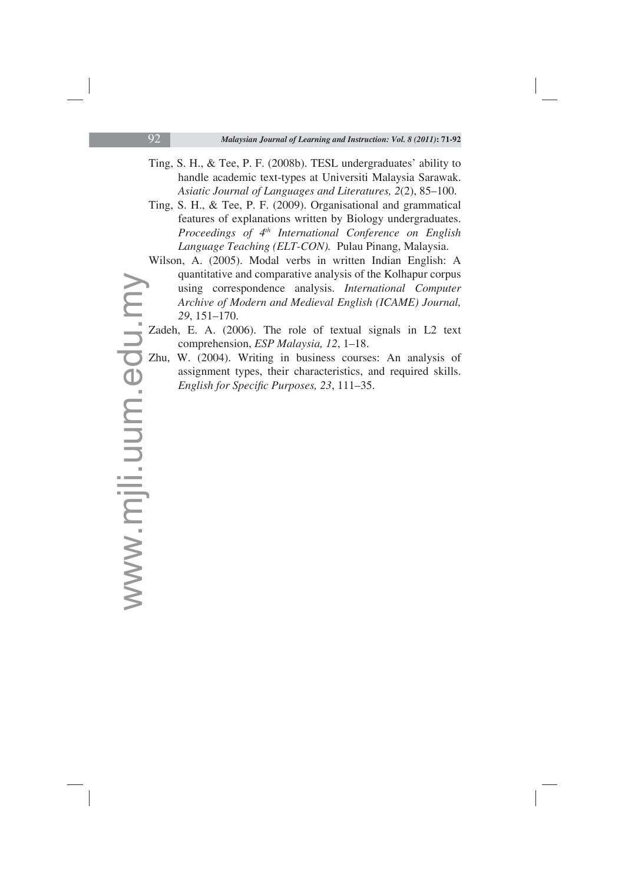Ting, S. H., & Tee, P. F. (2008b). TESL undergraduates' ability to handle academic text-types at Universiti Malaysia Sarawak. *Asiatic Journal of Languages and Literatures, 2*(2), 85–100.

Ting, S. H., & Tee, P. F. (2009). Organisational and grammatical features of explanations written by Biology undergraduates. *Proceedings of 4th International Conference on English Language Teaching (ELT-CON).* Pulau Pinang, Malaysia.

Wilson, A. (2005). Modal verbs in written Indian English: A quantitative and comparative analysis of the Kolhapur corpus using correspondence analysis. *International Computer Archive of Modern and Medieval English (ICAME) Journal, 29*, 151–170.

Zadeh, E. A. (2006). The role of textual signals in L2 text comprehension, *ESP Malaysia, 12*, 1–18.

Zhu, W. (2004). Writing in business courses: An analysis of assignment types, their characteristics, and required skills. *English for Specific Purposes, 23*, 111–35.